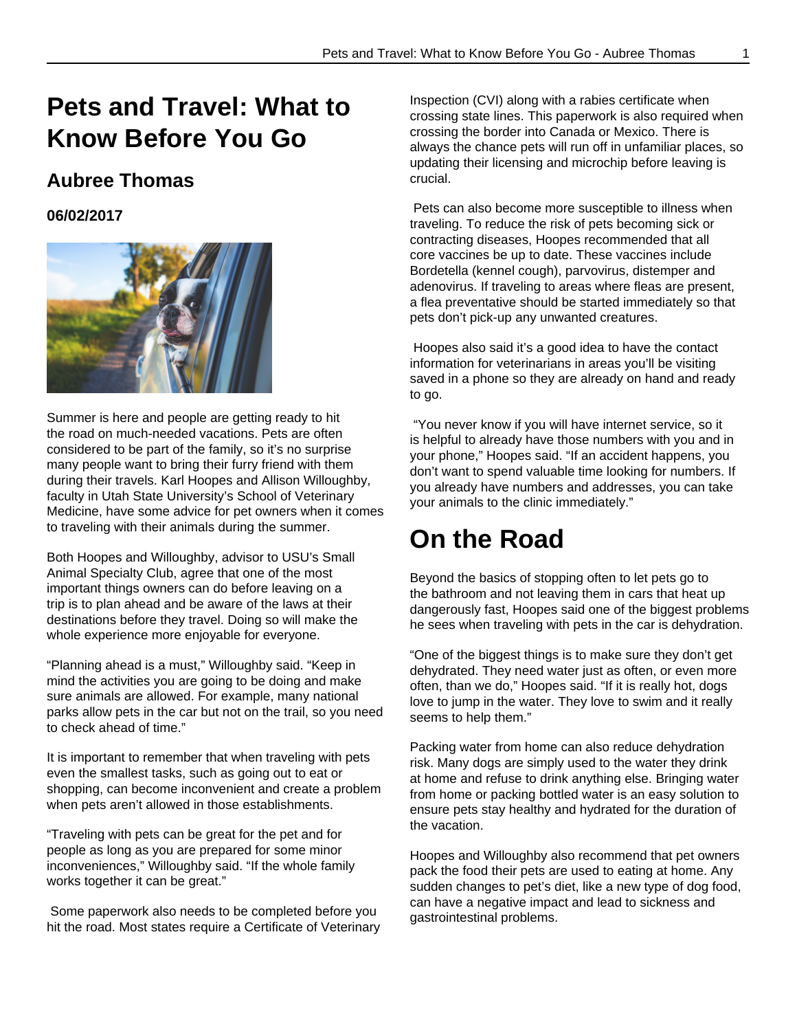# Pets and Travel: What to Know Before You Go

## Aubree Thomas

### 06/02/2017

Summer is here and people are getting ready to hit the road on much-needed vacations. Pets are often considered to be part of the family, so it's no surprise many people want to bring their furry friend with them during their travels. Karl Hoopes and Allison Willoughby, faculty in Utah State University's School of Veterinary Medicine, have some advice for pet owners when it comes to traveling with their animals during the summer.

Both Hoopes and Willoughby, advisor to USU's Small Animal Specialty Club, agree that one of the most important things owners can do before leaving on a trip is to plan ahead and be aware of the laws at their destinations before they travel. Doing so will make the whole experience more enjoyable for everyone.

"Planning ahead is a must," Willoughby said. "Keep in mind the activities you are going to be doing and make sure animals are allowed. For example, many national parks allow pets in the car but not on the trail, so you need to check ahead of time."

It is important to remember that when traveling with pets even the smallest tasks, such as going out to eat or shopping, can become inconvenient and create a problem when pets aren't allowed in those establishments.

"Traveling with pets can be great for the pet and for people as long as you are prepared for some minor inconveniences," Willoughby said. "If the whole family works together it can be great."

Some paperwork also needs to be completed before you hit the road. Most states require a Certificate of Veterinary Inspection (CVI) along with a rabies certificate when crossing state lines. This paperwork is also required when crossing the border into Canada or Mexico. There is always the chance pets will run off in unfamiliar places, so updating their licensing and microchip before leaving is crucial.

Pets can also become more susceptible to illness when traveling. To reduce the risk of pets becoming sick or contracting diseases, Hoopes recommended that all core vaccines be up to date. These vaccines include Bordetella (kennel cough), parvovirus, distemper and adenovirus. If traveling to areas where fleas are present, a flea preventative should be started immediately so that pets don't pick-up any unwanted creatures.

Hoopes also said it's a good idea to have the contact information for veterinarians in areas you'll be visiting saved in a phone so they are already on hand and ready to go.

"You never know if you will have internet service, so it is helpful to already have those numbers with you and in your phone," Hoopes said. "If an accident happens, you don't want to spend valuable time looking for numbers. If you already have numbers and addresses, you can take your animals to the clinic immediately."

# On the Road

Beyond the basics of stopping often to let pets go to the bathroom and not leaving them in cars that heat up dangerously fast, Hoopes said one of the biggest problems he sees when traveling with pets in the car is dehydration.

"One of the biggest things is to make sure they don't get dehydrated. They need water just as often, or even more often, than we do," Hoopes said. "If it is really hot, dogs love to jump in the water. They love to swim and it really seems to help them."

Packing water from home can also reduce dehydration risk. Many dogs are simply used to the water they drink at home and refuse to drink anything else. Bringing water from home or packing bottled water is an easy solution to ensure pets stay healthy and hydrated for the duration of the vacation.

Hoopes and Willoughby also recommend that pet owners pack the food their pets are used to eating at home. Any sudden changes to pet's diet, like a new type of dog food, can have a negative impact and lead to sickness and gastrointestinal problems.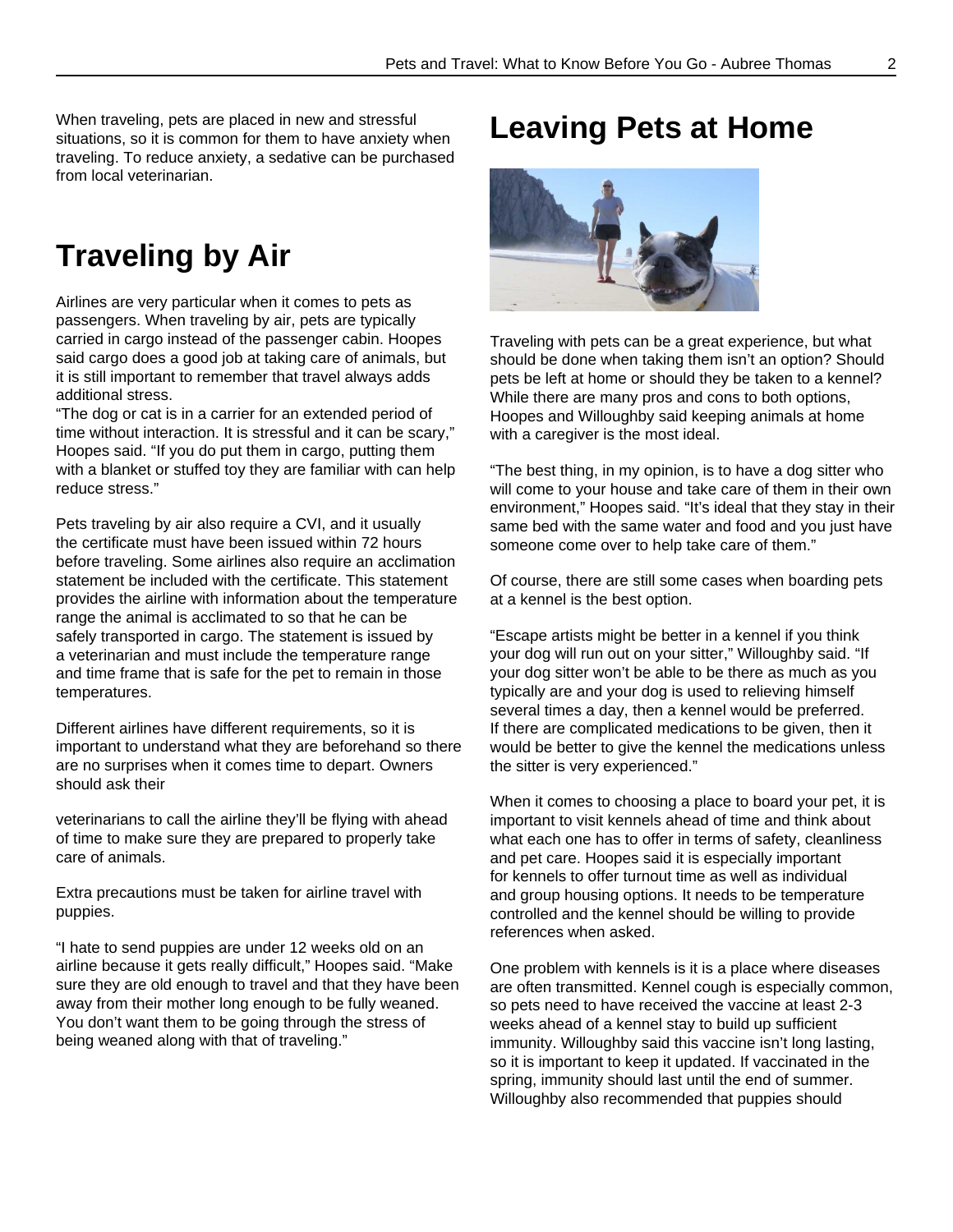When traveling, pets are placed in new and stressful situations, so it is common for them to have anxiety when traveling. To reduce anxiety, a sedative can be purchased from local veterinarian.

# Traveling by Air

Airlines are very particular when it comes to pets as passengers. When traveling by air, pets are typically carried in cargo instead of the passenger cabin. Hoopes said cargo does a good job at taking care of animals, but it is still important to remember that travel always adds additional stress.

"The dog or cat is in a carrier for an extended period of time without interaction. It is stressful and it can be scary," Hoopes said. "If you do put them in cargo, putting them with a blanket or stuffed toy they are familiar with can help reduce stress."

Pets traveling by air also require a CVI, and it usually the certificate must have been issued within 72 hours before traveling. Some airlines also require an acclimation statement be included with the certificate. This statement provides the airline with information about the temperature range the animal is acclimated to so that he can be safely transported in cargo. The statement is issued by a veterinarian and must include the temperature range and time frame that is safe for the pet to remain in those temperatures.

Different airlines have different requirements, so it is important to understand what they are beforehand so there are no surprises when it comes time to depart. Owners should ask their veterinarians to call the airline they'll be flying with ahead of time to make sure they are prepared to properly take care of animals.

Extra precautions must be taken for airline travel with puppies.

"I hate to send puppies are under 12 weeks old on an airline because it gets really difficult," Hoopes said. "Make sure they are old enough to travel and that they have been away from their mother long enough to be fully weaned. You don't want them to be going through the stress of being weaned along with that of traveling."

# Leaving Pets at Home

Traveling with pets can be a great experience, but what should be done when taking them isn't an option? Should pets be left at home or should they be taken to a kennel? While there are many pros and cons to both options, Hoopes and Willoughby said keeping animals at home with a caregiver is the most ideal.

"The best thing, in my opinion, is to have a dog sitter who will come to your house and take care of them in their own environment," Hoopes said. "It's ideal that they stay in their same bed with the same water and food and you just have someone come over to help take care of them."

Of course, there are still some cases when boarding pets at a kennel is the best option.

"Escape artists might be better in a kennel if you think your dog will run out on your sitter," Willoughby said. "If your dog sitter won't be able to be there as much as you typically are and your dog is used to relieving himself several times a day, then a kennel would be preferred. If there are complicated medications to be given, then it would be better to give the kennel the medications unless the sitter is very experienced."

When it comes to choosing a place to board your pet, it is important to visit kennels ahead of time and think about what each one has to offer in terms of safety, cleanliness and pet care. Hoopes said it is especially important for kennels to offer turnout time as well as individual and group housing options. It needs to be temperature controlled and the kennel should be willing to provide references when asked.

One problem with kennels is it is a place where diseases are often transmitted. Kennel cough is especially common, so pets need to have received the vaccine at least 2-3 weeks ahead of a kennel stay to build up sufficient immunity. Willoughby said this vaccine isn't long lasting, so it is important to keep it updated. If vaccinated in the spring, immunity should last until the end of summer. Willoughby also recommended that puppies should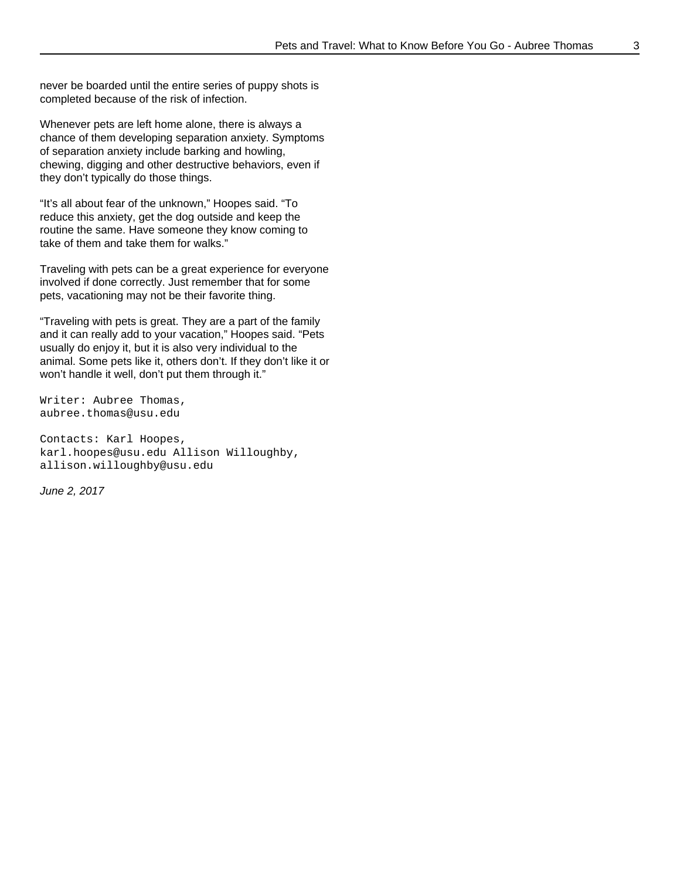never be boarded until the entire series of puppy shots is completed because of the risk of infection.

Whenever pets are left home alone, there is always a chance of them developing separation anxiety. Symptoms of separation anxiety include barking and howling, chewing, digging and other destructive behaviors, even if they don't typically do those things.

"It's all about fear of the unknown," Hoopes said. "To reduce this anxiety, get the dog outside and keep the routine the same. Have someone they know coming to take of them and take them for walks."

Traveling with pets can be a great experience for everyone involved if done correctly. Just remember that for some pets, vacationing may not be their favorite thing.

"Traveling with pets is great. They are a part of the family and it can really add to your vacation," Hoopes said. "Pets usually do enjoy it, but it is also very individual to the animal. Some pets like it, others don't. If they don't like it or won't handle it well, don't put them through it."

Writer: Aubree Thomas, aubree.thomas@usu.edu

Contacts: Karl Hoopes, karl.hoopes@usu.edu Allison Willoughby, allison.willoughby@usu.edu

*June 2, 2017*